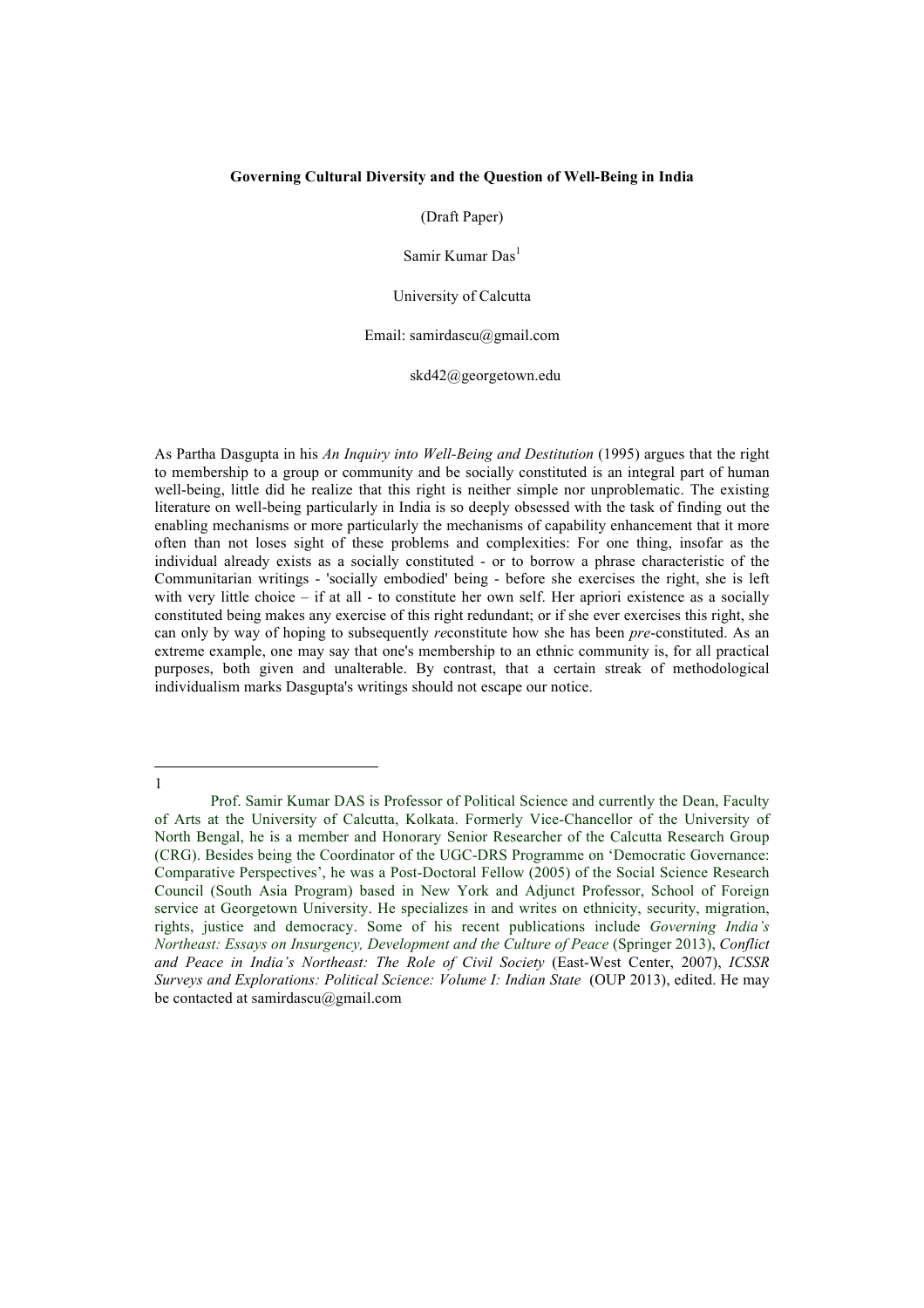**Governing Cultural Diversity and the Question of Well-Being in India**

(Draft Paper)

Samir Kumar Das[1]

University of Calcutta

Email: samirdascu@gmail.com

skd42@georgetown.edu

As Partha Dasgupta in his *An Inquiry into Well-Being and Destitution* (1995) argues that the right to membership to a group or community and be socially constituted is an integral part of human well-being, little did he realize that this right is neither simple nor unproblematic. The existing literature on well-being particularly in India is so deeply obsessed with the task of finding out the enabling mechanisms or more particularly the mechanisms of capability enhancement that it more often than not loses sight of these problems and complexities: For one thing, insofar as the individual already exists as a socially constituted - or to borrow a phrase characteristic of the Communitarian writings - 'socially embodied' being - before she exercises the right, she is left with very little choice – if at all - to constitute her own self. Her apriori existence as a socially constituted being makes any exercise of this right redundant; or if she ever exercises this right, she can only by way of hoping to subsequently *re*constitute how she has been *pre*-constituted. As an extreme example, one may say that one's membership to an ethnic community is, for all practical purposes, both given and unalterable. By contrast, that a certain streak of methodological individualism marks Dasgupta's writings should not escape our notice.

---

[1] Prof. Samir Kumar DAS is Professor of Political Science and currently the Dean, Faculty of Arts at the University of Calcutta, Kolkata. Formerly Vice-Chancellor of the University of North Bengal, he is a member and Honorary Senior Researcher of the Calcutta Research Group (CRG). Besides being the Coordinator of the UGC-DRS Programme on 'Democratic Governance: Comparative Perspectives', he was a Post-Doctoral Fellow (2005) of the Social Science Research Council (South Asia Program) based in New York and Adjunct Professor, School of Foreign service at Georgetown University. He specializes in and writes on ethnicity, security, migration, rights, justice and democracy. Some of his recent publications include *Governing India's Northeast: Essays on Insurgency, Development and the Culture of Peace* (Springer 2013), *Conflict and Peace in India's Northeast: The Role of Civil Society* (East-West Center, 2007), *ICSSR Surveys and Explorations: Political Science: Volume I: Indian State* (OUP 2013), edited. He may be contacted at samirdascu@gmail.com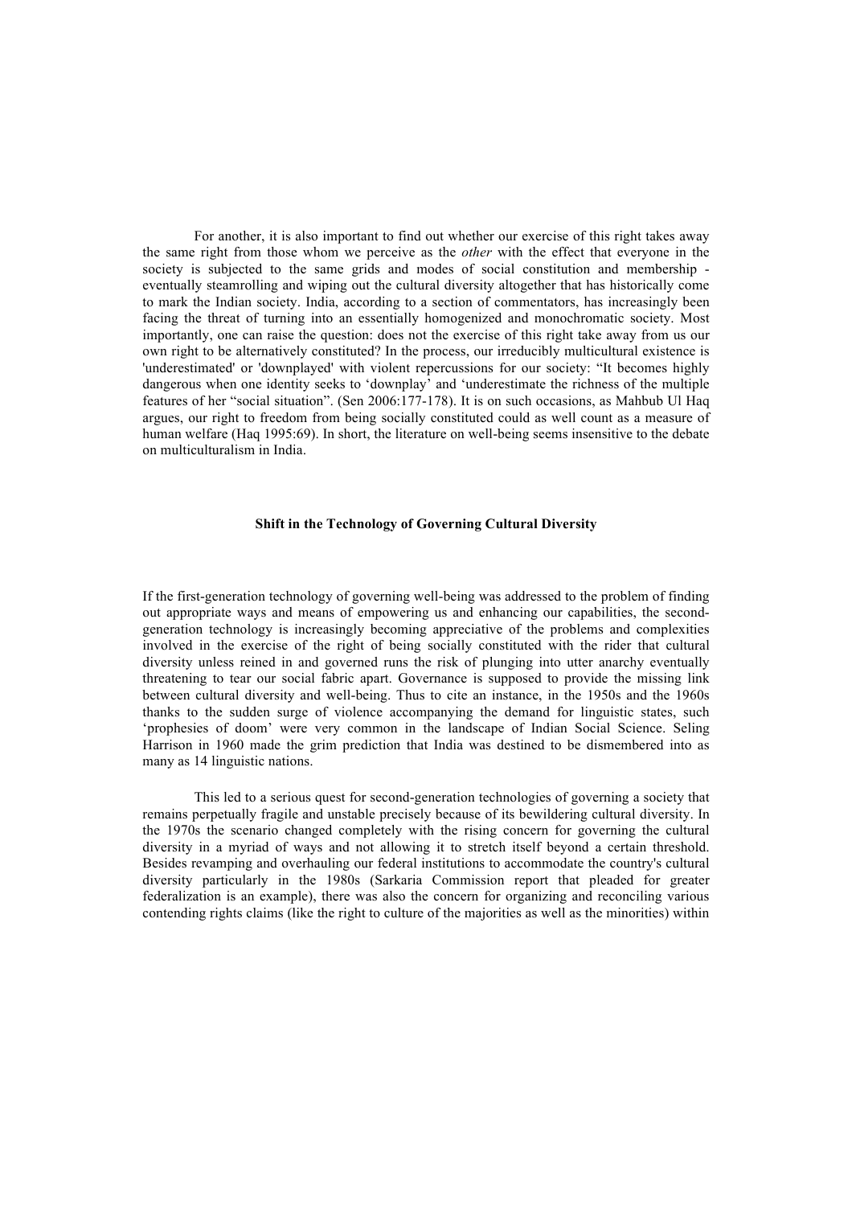For another, it is also important to find out whether our exercise of this right takes away the same right from those whom we perceive as the *other* with the effect that everyone in the society is subjected to the same grids and modes of social constitution and membership - eventually steamrolling and wiping out the cultural diversity altogether that has historically come to mark the Indian society. India, according to a section of commentators, has increasingly been facing the threat of turning into an essentially homogenized and monochromatic society. Most importantly, one can raise the question: does not the exercise of this right take away from us our own right to be alternatively constituted? In the process, our irreducibly multicultural existence is 'underestimated' or 'downplayed' with violent repercussions for our society: "It becomes highly dangerous when one identity seeks to 'downplay' and 'underestimate the richness of the multiple features of her "social situation". (Sen 2006:177-178). It is on such occasions, as Mahbub Ul Haq argues, our right to freedom from being socially constituted could as well count as a measure of human welfare (Haq 1995:69). In short, the literature on well-being seems insensitive to the debate on multiculturalism in India.

### Shift in the Technology of Governing Cultural Diversity

If the first-generation technology of governing well-being was addressed to the problem of finding out appropriate ways and means of empowering us and enhancing our capabilities, the second-generation technology is increasingly becoming appreciative of the problems and complexities involved in the exercise of the right of being socially constituted with the rider that cultural diversity unless reined in and governed runs the risk of plunging into utter anarchy eventually threatening to tear our social fabric apart. Governance is supposed to provide the missing link between cultural diversity and well-being. Thus to cite an instance, in the 1950s and the 1960s thanks to the sudden surge of violence accompanying the demand for linguistic states, such 'prophesies of doom' were very common in the landscape of Indian Social Science. Seling Harrison in 1960 made the grim prediction that India was destined to be dismembered into as many as 14 linguistic nations.

This led to a serious quest for second-generation technologies of governing a society that remains perpetually fragile and unstable precisely because of its bewildering cultural diversity. In the 1970s the scenario changed completely with the rising concern for governing the cultural diversity in a myriad of ways and not allowing it to stretch itself beyond a certain threshold. Besides revamping and overhauling our federal institutions to accommodate the country's cultural diversity particularly in the 1980s (Sarkaria Commission report that pleaded for greater federalization is an example), there was also the concern for organizing and reconciling various contending rights claims (like the right to culture of the majorities as well as the minorities) within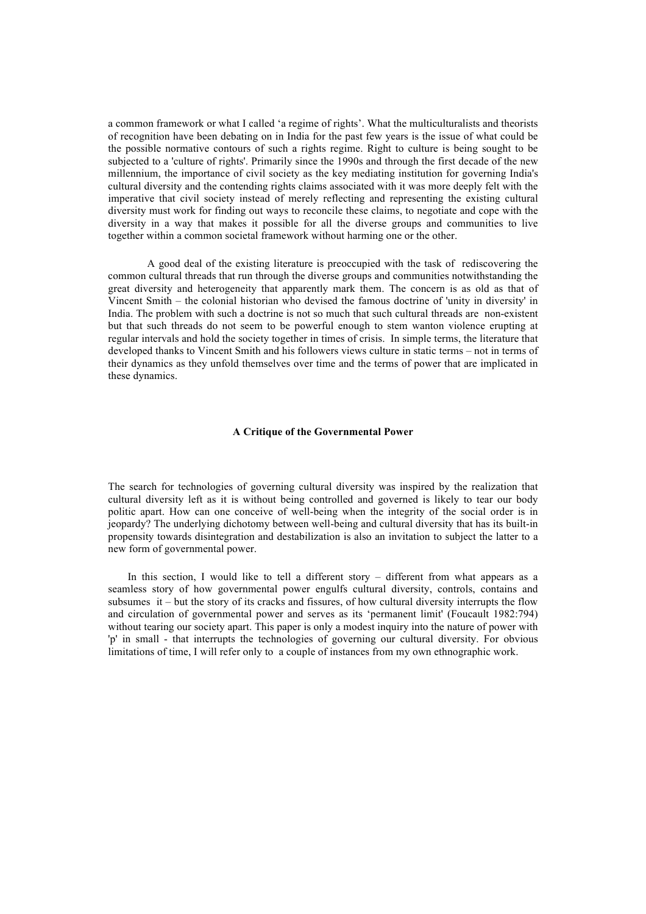a common framework or what I called 'a regime of rights'. What the multiculturalists and theorists of recognition have been debating on in India for the past few years is the issue of what could be the possible normative contours of such a rights regime. Right to culture is being sought to be subjected to a 'culture of rights'. Primarily since the 1990s and through the first decade of the new millennium, the importance of civil society as the key mediating institution for governing India's cultural diversity and the contending rights claims associated with it was more deeply felt with the imperative that civil society instead of merely reflecting and representing the existing cultural diversity must work for finding out ways to reconcile these claims, to negotiate and cope with the diversity in a way that makes it possible for all the diverse groups and communities to live together within a common societal framework without harming one or the other.

A good deal of the existing literature is preoccupied with the task of rediscovering the common cultural threads that run through the diverse groups and communities notwithstanding the great diversity and heterogeneity that apparently mark them. The concern is as old as that of Vincent Smith – the colonial historian who devised the famous doctrine of 'unity in diversity' in India. The problem with such a doctrine is not so much that such cultural threads are non-existent but that such threads do not seem to be powerful enough to stem wanton violence erupting at regular intervals and hold the society together in times of crisis. In simple terms, the literature that developed thanks to Vincent Smith and his followers views culture in static terms – not in terms of their dynamics as they unfold themselves over time and the terms of power that are implicated in these dynamics.

## A Critique of the Governmental Power

The search for technologies of governing cultural diversity was inspired by the realization that cultural diversity left as it is without being controlled and governed is likely to tear our body politic apart. How can one conceive of well-being when the integrity of the social order is in jeopardy? The underlying dichotomy between well-being and cultural diversity that has its built-in propensity towards disintegration and destabilization is also an invitation to subject the latter to a new form of governmental power.

In this section, I would like to tell a different story – different from what appears as a seamless story of how governmental power engulfs cultural diversity, controls, contains and subsumes it – but the story of its cracks and fissures, of how cultural diversity interrupts the flow and circulation of governmental power and serves as its 'permanent limit' (Foucault 1982:794) without tearing our society apart. This paper is only a modest inquiry into the nature of power with 'p' in small - that interrupts the technologies of governing our cultural diversity. For obvious limitations of time, I will refer only to a couple of instances from my own ethnographic work.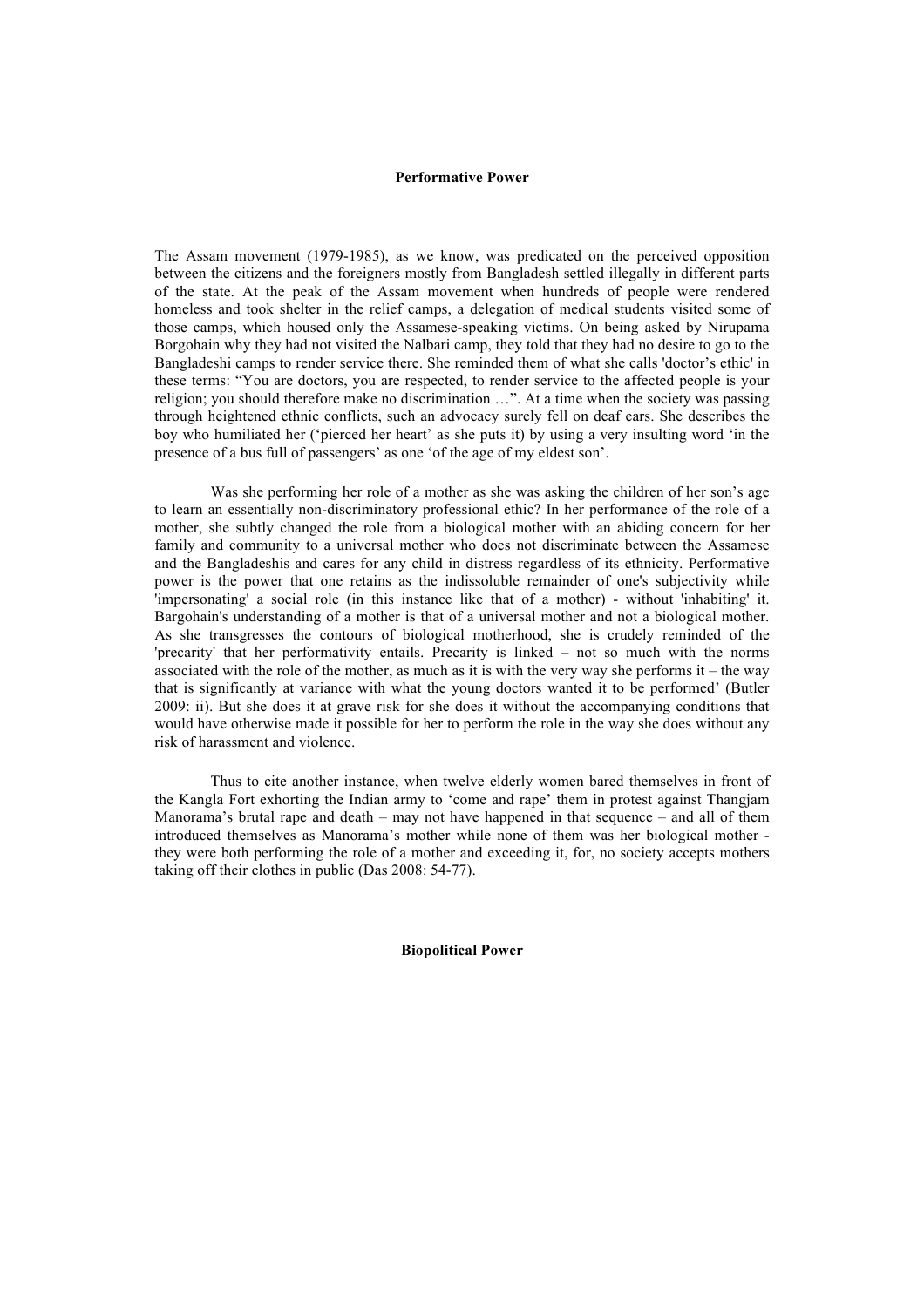## Performative Power

The Assam movement (1979-1985), as we know, was predicated on the perceived opposition between the citizens and the foreigners mostly from Bangladesh settled illegally in different parts of the state. At the peak of the Assam movement when hundreds of people were rendered homeless and took shelter in the relief camps, a delegation of medical students visited some of those camps, which housed only the Assamese-speaking victims. On being asked by Nirupama Borgohain why they had not visited the Nalbari camp, they told that they had no desire to go to the Bangladeshi camps to render service there. She reminded them of what she calls 'doctor's ethic' in these terms: "You are doctors, you are respected, to render service to the affected people is your religion; you should therefore make no discrimination …". At a time when the society was passing through heightened ethnic conflicts, such an advocacy surely fell on deaf ears. She describes the boy who humiliated her ('pierced her heart' as she puts it) by using a very insulting word 'in the presence of a bus full of passengers' as one 'of the age of my eldest son'.

Was she performing her role of a mother as she was asking the children of her son's age to learn an essentially non-discriminatory professional ethic? In her performance of the role of a mother, she subtly changed the role from a biological mother with an abiding concern for her family and community to a universal mother who does not discriminate between the Assamese and the Bangladeshis and cares for any child in distress regardless of its ethnicity. Performative power is the power that one retains as the indissoluble remainder of one's subjectivity while 'impersonating' a social role (in this instance like that of a mother) - without 'inhabiting' it. Bargohain's understanding of a mother is that of a universal mother and not a biological mother. As she transgresses the contours of biological motherhood, she is crudely reminded of the 'precarity' that her performativity entails. Precarity is linked – not so much with the norms associated with the role of the mother, as much as it is with the very way she performs it – the way that is significantly at variance with what the young doctors wanted it to be performed' (Butler 2009: ii). But she does it at grave risk for she does it without the accompanying conditions that would have otherwise made it possible for her to perform the role in the way she does without any risk of harassment and violence.

Thus to cite another instance, when twelve elderly women bared themselves in front of the Kangla Fort exhorting the Indian army to 'come and rape' them in protest against Thangjam Manorama's brutal rape and death – may not have happened in that sequence – and all of them introduced themselves as Manorama's mother while none of them was her biological mother - they were both performing the role of a mother and exceeding it, for, no society accepts mothers taking off their clothes in public (Das 2008: 54-77).

## Biopolitical Power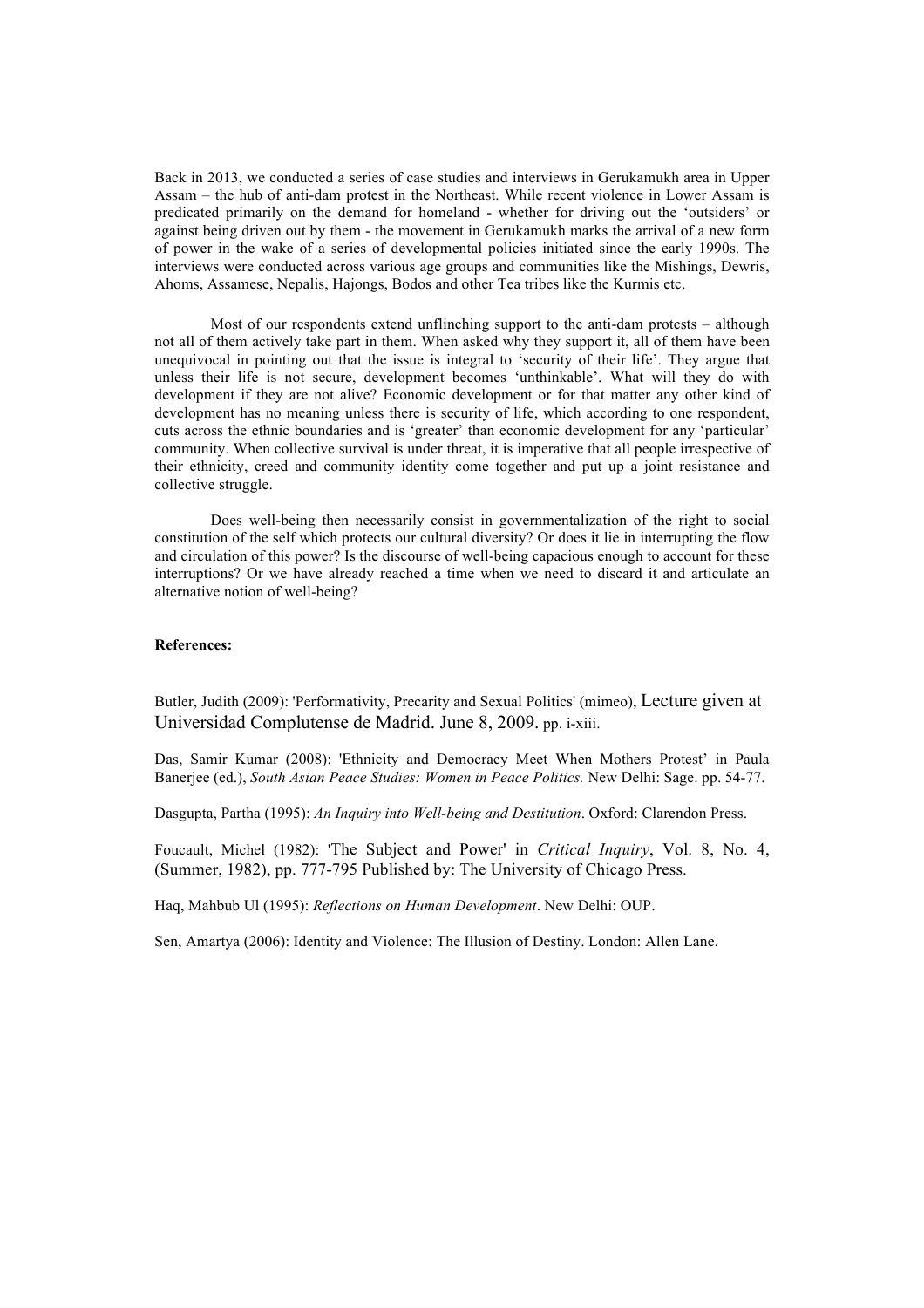Back in 2013, we conducted a series of case studies and interviews in Gerukamukh area in Upper Assam – the hub of anti-dam protest in the Northeast. While recent violence in Lower Assam is predicated primarily on the demand for homeland - whether for driving out the 'outsiders' or against being driven out by them - the movement in Gerukamukh marks the arrival of a new form of power in the wake of a series of developmental policies initiated since the early 1990s. The interviews were conducted across various age groups and communities like the Mishings, Dewris, Ahoms, Assamese, Nepalis, Hajongs, Bodos and other Tea tribes like the Kurmis etc.

Most of our respondents extend unflinching support to the anti-dam protests – although not all of them actively take part in them. When asked why they support it, all of them have been unequivocal in pointing out that the issue is integral to 'security of their life'. They argue that unless their life is not secure, development becomes 'unthinkable'. What will they do with development if they are not alive? Economic development or for that matter any other kind of development has no meaning unless there is security of life, which according to one respondent, cuts across the ethnic boundaries and is 'greater' than economic development for any 'particular' community. When collective survival is under threat, it is imperative that all people irrespective of their ethnicity, creed and community identity come together and put up a joint resistance and collective struggle.

Does well-being then necessarily consist in governmentalization of the right to social constitution of the self which protects our cultural diversity? Or does it lie in interrupting the flow and circulation of this power? Is the discourse of well-being capacious enough to account for these interruptions? Or we have already reached a time when we need to discard it and articulate an alternative notion of well-being?

**References:**

Butler, Judith (2009): 'Performativity, Precarity and Sexual Politics' (mimeo), Lecture given at Universidad Complutense de Madrid. June 8, 2009. pp. i-xiii.

Das, Samir Kumar (2008): 'Ethnicity and Democracy Meet When Mothers Protest' in Paula Banerjee (ed.), *South Asian Peace Studies: Women in Peace Politics.* New Delhi: Sage. pp. 54-77.

Dasgupta, Partha (1995): *An Inquiry into Well-being and Destitution*. Oxford: Clarendon Press.

Foucault, Michel (1982): 'The Subject and Power' in *Critical Inquiry*, Vol. 8, No. 4, (Summer, 1982), pp. 777-795 Published by: The University of Chicago Press.

Haq, Mahbub Ul (1995): *Reflections on Human Development*. New Delhi: OUP.

Sen, Amartya (2006): Identity and Violence: The Illusion of Destiny. London: Allen Lane.